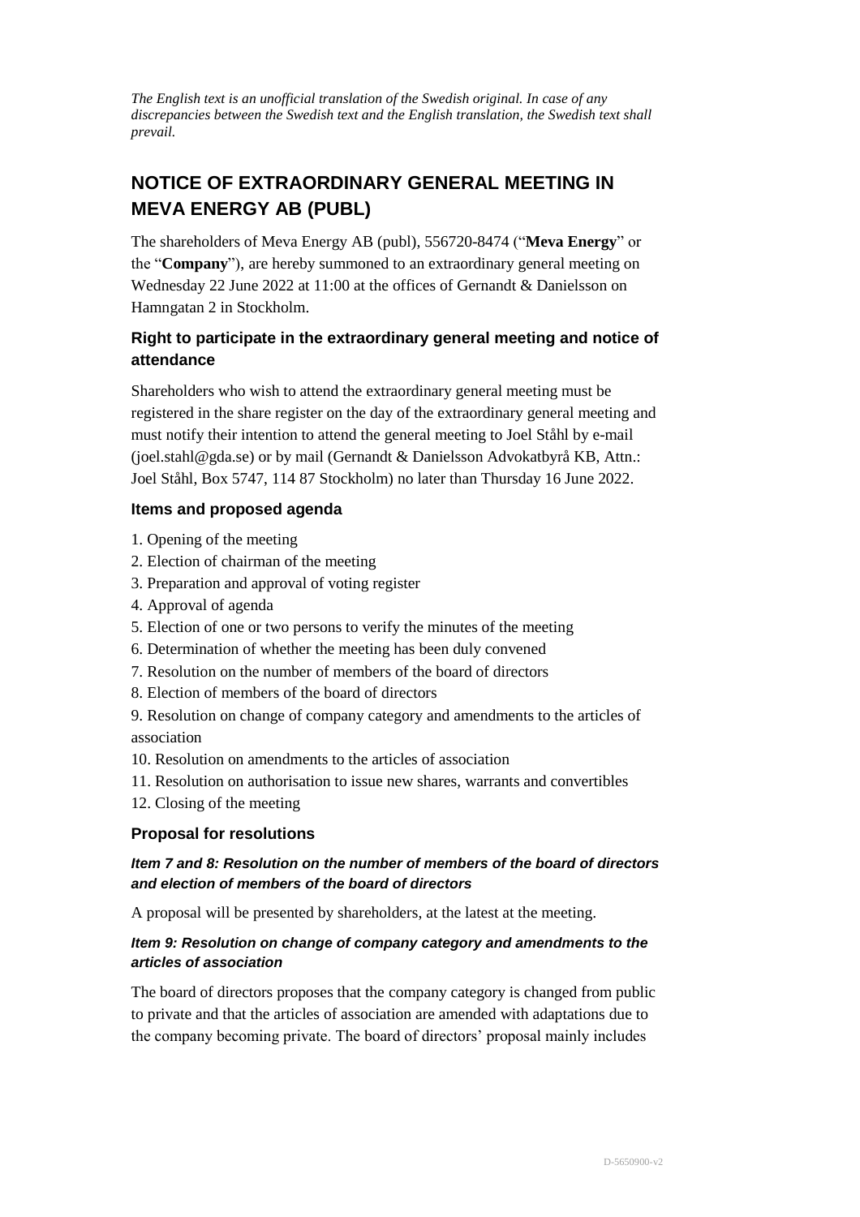*The English text is an unofficial translation of the Swedish original. In case of any discrepancies between the Swedish text and the English translation, the Swedish text shall prevail.*

# NOTICE OF EXTRAORDINARY GENERAL MEETING IN MEVA ENERGY AB (PUBL)

The shareholders of Meva Energy AB (publ), 556720-8474 ("**Meva Energy**" or the "**Company**"), are hereby summoned to an extraordinary general meeting on Wednesday 22 June 2022 at 11:00 at the offices of Gernandt & Danielsson on Hamngatan 2 in Stockholm.

## Right to participate in the extraordinary general meeting and notice of attendance

Shareholders who wish to attend the extraordinary general meeting must be registered in the share register on the day of the extraordinary general meeting and must notify their intention to attend the general meeting to Joel Ståhl by e-mail (joel.stahl@gda.se) or by mail (Gernandt & Danielsson Advokatbyrå KB, Attn.: Joel Ståhl, Box 5747, 114 87 Stockholm) no later than Thursday 16 June 2022.

## Items and proposed agenda

1. Opening of the meeting
2. Election of chairman of the meeting
3. Preparation and approval of voting register
4. Approval of agenda
5. Election of one or two persons to verify the minutes of the meeting
6. Determination of whether the meeting has been duly convened
7. Resolution on the number of members of the board of directors
8. Election of members of the board of directors
9. Resolution on change of company category and amendments to the articles of association
10. Resolution on amendments to the articles of association
11. Resolution on authorisation to issue new shares, warrants and convertibles
12. Closing of the meeting

## Proposal for resolutions

### *Item 7 and 8: Resolution on the number of members of the board of directors and election of members of the board of directors*

A proposal will be presented by shareholders, at the latest at the meeting.

### *Item 9: Resolution on change of company category and amendments to the articles of association*

The board of directors proposes that the company category is changed from public to private and that the articles of association are amended with adaptations due to the company becoming private. The board of directors' proposal mainly includes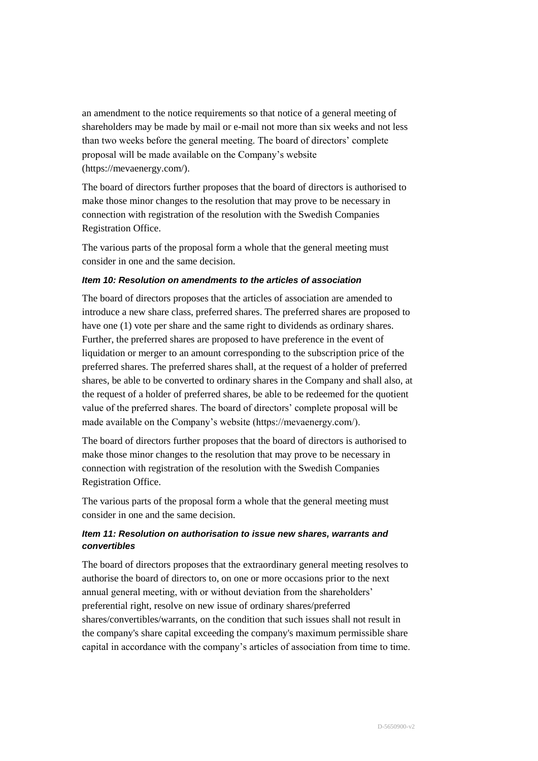an amendment to the notice requirements so that notice of a general meeting of shareholders may be made by mail or e-mail not more than six weeks and not less than two weeks before the general meeting. The board of directors' complete proposal will be made available on the Company's website (https://mevaenergy.com/).

The board of directors further proposes that the board of directors is authorised to make those minor changes to the resolution that may prove to be necessary in connection with registration of the resolution with the Swedish Companies Registration Office.

The various parts of the proposal form a whole that the general meeting must consider in one and the same decision.

***Item 10: Resolution on amendments to the articles of association***

The board of directors proposes that the articles of association are amended to introduce a new share class, preferred shares. The preferred shares are proposed to have one (1) vote per share and the same right to dividends as ordinary shares. Further, the preferred shares are proposed to have preference in the event of liquidation or merger to an amount corresponding to the subscription price of the preferred shares. The preferred shares shall, at the request of a holder of preferred shares, be able to be converted to ordinary shares in the Company and shall also, at the request of a holder of preferred shares, be able to be redeemed for the quotient value of the preferred shares. The board of directors' complete proposal will be made available on the Company's website (https://mevaenergy.com/).

The board of directors further proposes that the board of directors is authorised to make those minor changes to the resolution that may prove to be necessary in connection with registration of the resolution with the Swedish Companies Registration Office.

The various parts of the proposal form a whole that the general meeting must consider in one and the same decision.

***Item 11: Resolution on authorisation to issue new shares, warrants and convertibles***

The board of directors proposes that the extraordinary general meeting resolves to authorise the board of directors to, on one or more occasions prior to the next annual general meeting, with or without deviation from the shareholders' preferential right, resolve on new issue of ordinary shares/preferred shares/convertibles/warrants, on the condition that such issues shall not result in the company's share capital exceeding the company's maximum permissible share capital in accordance with the company's articles of association from time to time.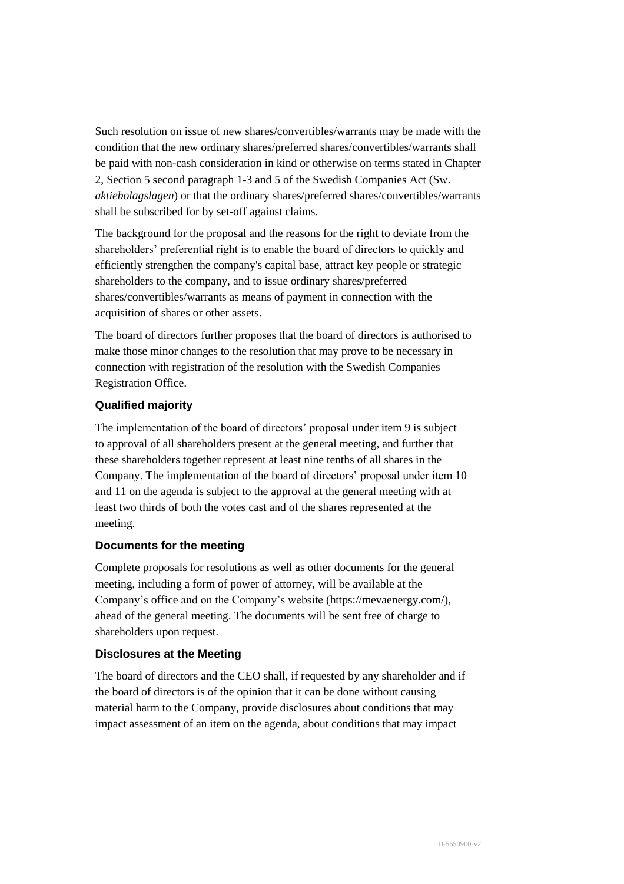Such resolution on issue of new shares/convertibles/warrants may be made with the condition that the new ordinary shares/preferred shares/convertibles/warrants shall be paid with non-cash consideration in kind or otherwise on terms stated in Chapter 2, Section 5 second paragraph 1-3 and 5 of the Swedish Companies Act (Sw. *aktiebolagslagen*) or that the ordinary shares/preferred shares/convertibles/warrants shall be subscribed for by set-off against claims.

The background for the proposal and the reasons for the right to deviate from the shareholders' preferential right is to enable the board of directors to quickly and efficiently strengthen the company's capital base, attract key people or strategic shareholders to the company, and to issue ordinary shares/preferred shares/convertibles/warrants as means of payment in connection with the acquisition of shares or other assets.

The board of directors further proposes that the board of directors is authorised to make those minor changes to the resolution that may prove to be necessary in connection with registration of the resolution with the Swedish Companies Registration Office.

### Qualified majority

The implementation of the board of directors' proposal under item 9 is subject to approval of all shareholders present at the general meeting, and further that these shareholders together represent at least nine tenths of all shares in the Company. The implementation of the board of directors' proposal under item 10 and 11 on the agenda is subject to the approval at the general meeting with at least two thirds of both the votes cast and of the shares represented at the meeting.

### Documents for the meeting

Complete proposals for resolutions as well as other documents for the general meeting, including a form of power of attorney, will be available at the Company's office and on the Company's website (https://mevaenergy.com/), ahead of the general meeting. The documents will be sent free of charge to shareholders upon request.

### Disclosures at the Meeting

The board of directors and the CEO shall, if requested by any shareholder and if the board of directors is of the opinion that it can be done without causing material harm to the Company, provide disclosures about conditions that may impact assessment of an item on the agenda, about conditions that may impact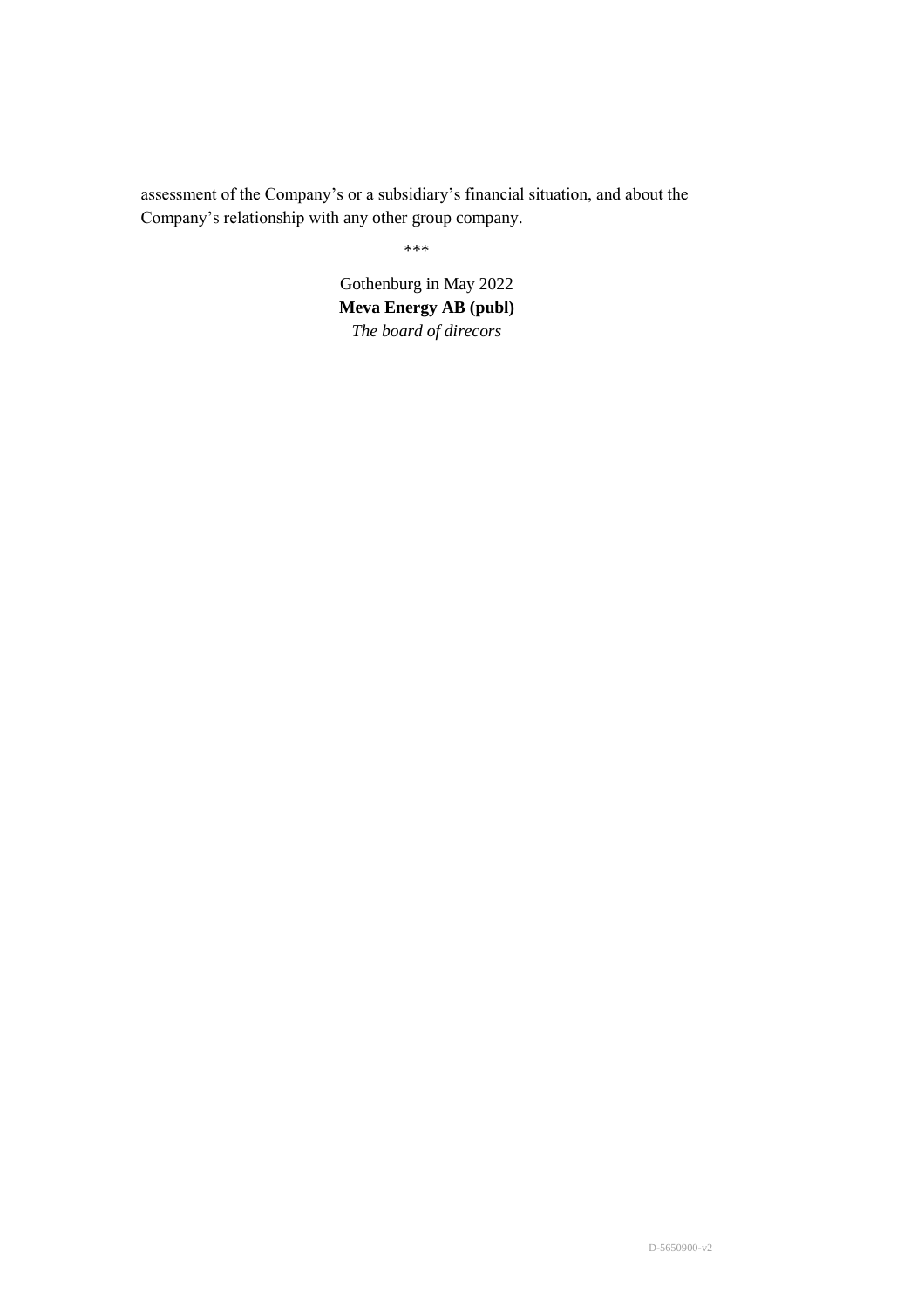assessment of the Company's or a subsidiary's financial situation, and about the Company's relationship with any other group company.

\*\*\*

Gothenburg in May 2022

**Meva Energy AB (publ)**

*The board of direcors*